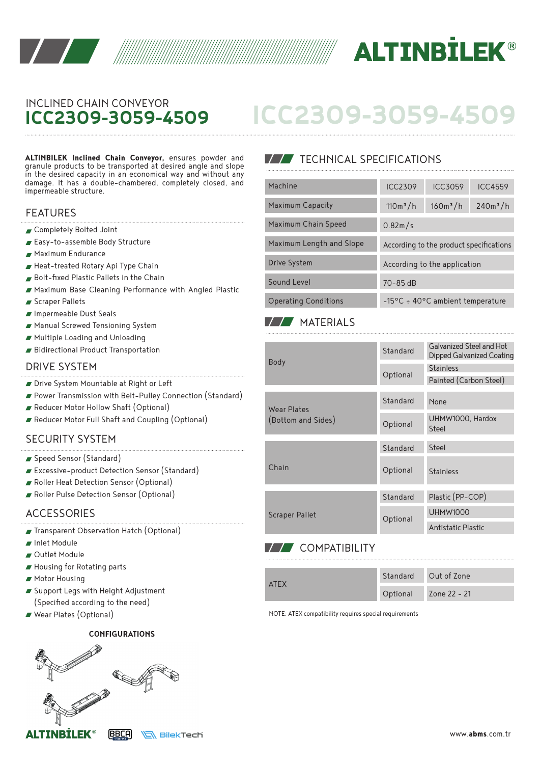ALTINBİLEK®

INCLINED CHAIN CONVEYOR
# ICC2309-3059-4509

**ALTINBILEK Inclined Chain Conveyor,** ensures powder and granule products to be transported at desired angle and slope in the desired capacity in an economical way and without any damage. It has a double-chambered, completely closed, and impermeable structure.

## FEATURES

- Completely Bolted Joint
- Easy-to-assemble Body Structure
- Maximum Endurance
- Heat-treated Rotary Api Type Chain
- Bolt-fixed Plastic Pallets in the Chain
- Maximum Base Cleaning Performance with Angled Plastic Scraper Pallets
- Impermeable Dust Seals
- Manual Screwed Tensioning System
- Multiple Loading and Unloading
- Bidirectional Product Transportation

## DRIVE SYSTEM

- Drive System Mountable at Right or Left
- Power Transmission with Belt-Pulley Connection (Standard)
- Reducer Motor Hollow Shaft (Optional)
- Reducer Motor Full Shaft and Coupling (Optional)

## SECURITY SYSTEM

- Speed Sensor (Standard)
- Excessive-product Detection Sensor (Standard)
- Roller Heat Detection Sensor (Optional)
- Roller Pulse Detection Sensor (Optional)

## ACCESSORIES

- Transparent Observation Hatch (Optional)
- Inlet Module
- Outlet Module
- Housing for Rotating parts
- Motor Housing
- Support Legs with Height Adjustment (Specified according to the need)
- Wear Plates (Optional)

**CONFIGURATIONS**

## TECHNICAL SPECIFICATIONS

| Machine | ICC2309 | ICC3059 | ICC4559 |
|---|---|---|---|
| Maximum Capacity | 110m³/h | 160m³/h | 240m³/h |
| Maximum Chain Speed | 0.82m/s | | |
| Maximum Length and Slope | According to the product specifications | | |
| Drive System | According to the application | | |
| Sound Level | 70-85 dB | | |
| Operating Conditions | -15°C ÷ 40°C ambient temperature | | |

## MATERIALS

| Component | Type | Material |
|---|---|---|
| Body | Standard | Galvanized Steel and Hot Dipped Galvanized Coating |
| | Optional | Stainless |
| | | Painted (Carbon Steel) |
| Wear Plates (Bottom and Sides) | Standard | None |
| | Optional | UHMW1000, Hardox Steel |
| Chain | Standard | Steel |
| | Optional | Stainless |
| Scraper Pallet | Standard | Plastic (PP-COP) |
| | Optional | UHMW1000 |
| | | Antistatic Plastic |

## COMPATIBILITY

| Component | Type | Value |
|---|---|---|
| ATEX | Standard | Out of Zone |
| | Optional | Zone 22 - 21 |

NOTE: ATEX compatibility requires special requirements

ALTINBİLEK® BBCA BilekTech

www.abms.com.tr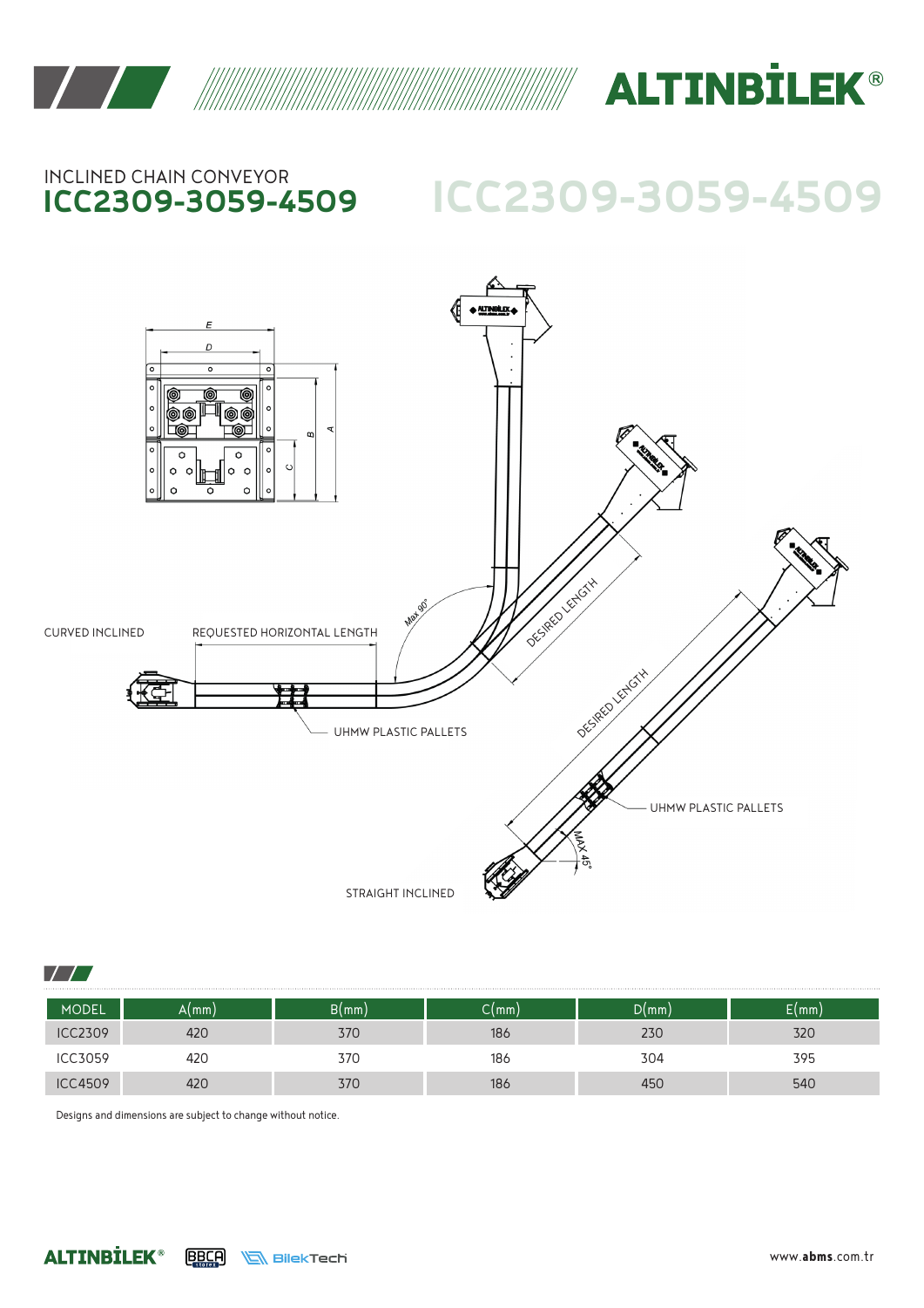INCLINED CHAIN CONVEYOR

# ICC2309-3059-4509

E

D

B

A

C

CURVED INCLINED

REQUESTED HORIZONTAL LENGTH

Max 90°

DESIRED LENGTH

UHMW PLASTIC PALLETS

DESIRED LENGTH

UHMW PLASTIC PALLETS

MAX 45°

STRAIGHT INCLINED

| MODEL | A(mm) | B(mm) | C(mm) | D(mm) | E(mm) |
|---|---|---|---|---|---|
| ICC2309 | 420 | 370 | 186 | 230 | 320 |
| ICC3059 | 420 | 370 | 186 | 304 | 395 |
| ICC4509 | 420 | 370 | 186 | 450 | 540 |

Designs and dimensions are subject to change without notice.

www.abms.com.tr